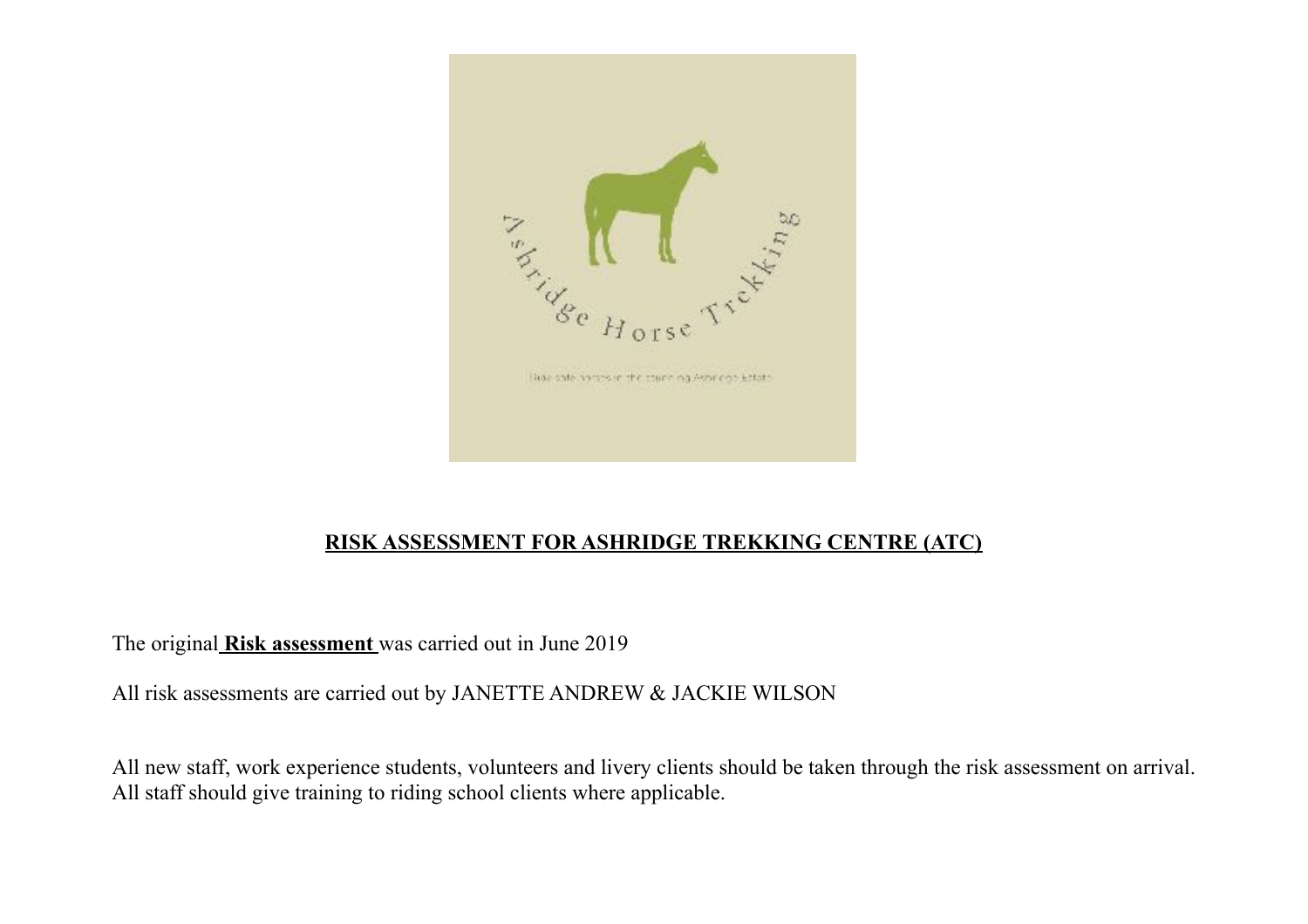# RISK ASSESSMENT FOR ASHRIDGE TREKKING CENTRE (ATC)

The original **Risk assessment** was carried out in June 2019

All risk assessments are carried out by JANETTE ANDREW & JACKIE WILSON

All new staff, work experience students, volunteers and livery clients should be taken through the risk assessment on arrival. All staff should give training to riding school clients where applicable.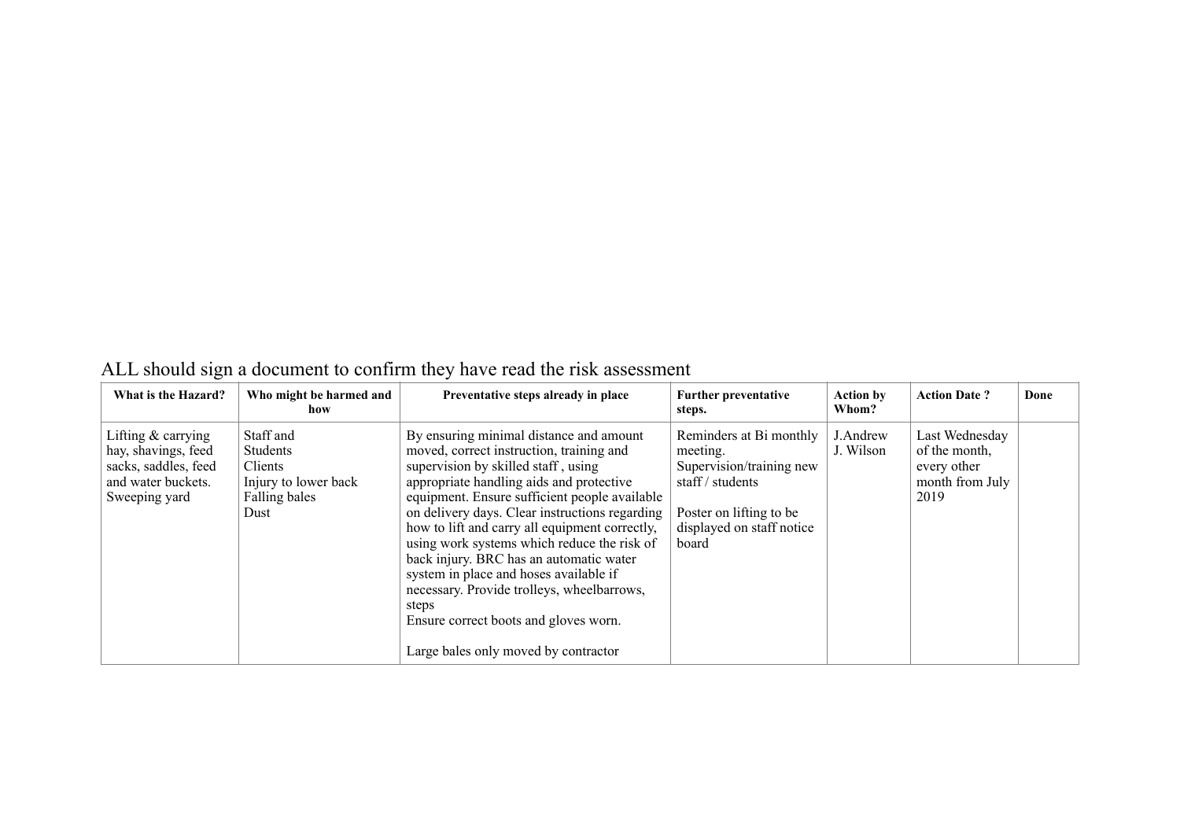ALL should sign a document to confirm they have read the risk assessment

| What is the Hazard? | Who might be harmed and how | Preventative steps already in place | Further preventative steps. | Action by Whom? | Action Date ? | Done |
|---|---|---|---|---|---|---|
| Lifting & carrying hay, shavings, feed sacks, saddles, feed and water buckets. Sweeping yard | Staff and Students Clients Injury to lower back Falling bales Dust | By ensuring minimal distance and amount moved, correct instruction, training and supervision by skilled staff , using appropriate handling aids and protective equipment. Ensure sufficient people available on delivery days. Clear instructions regarding how to lift and carry all equipment correctly, using work systems which reduce the risk of back injury. BRC has an automatic water system in place and hoses available if necessary. Provide trolleys, wheelbarrows, steps Ensure correct boots and gloves worn. Large bales only moved by contractor | Reminders at Bi monthly meeting. Supervision/training new staff / students Poster on lifting to be displayed on staff notice board | J.Andrew J. Wilson | Last Wednesday of the month, every other month from July 2019 | |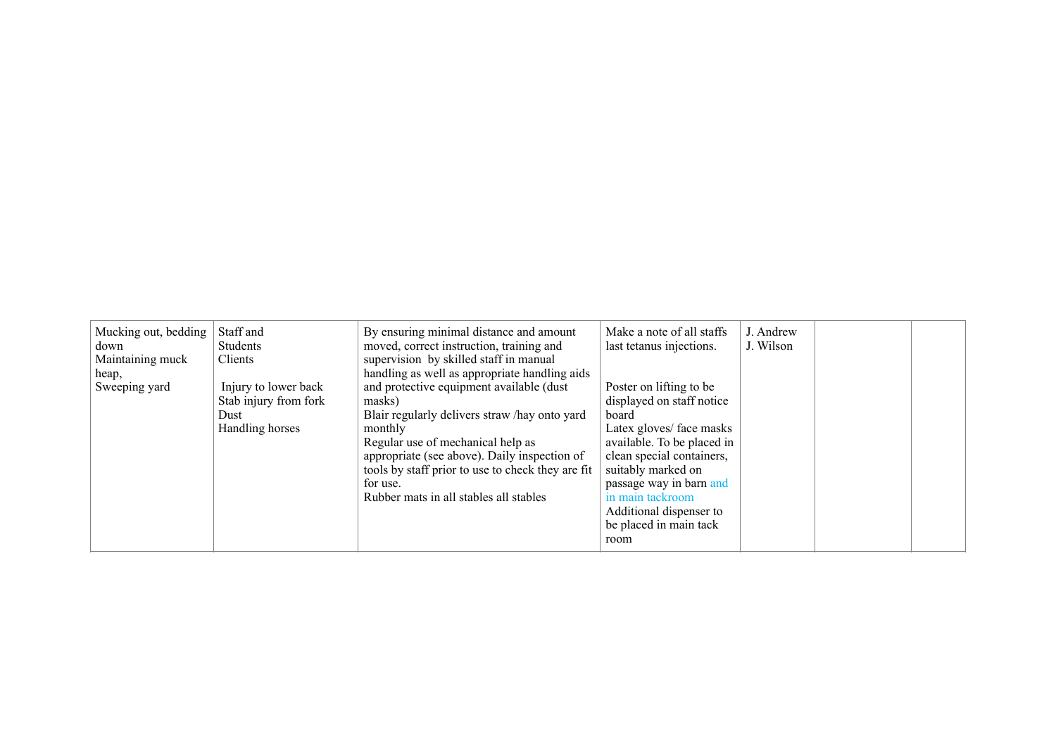| | | | | | | |
|---|---|---|---|---|---|---|
| Mucking out, bedding down<br>Maintaining muck heap,<br>Sweeping yard | Staff and<br>Students<br>Clients<br><br>Injury to lower back<br>Stab injury from fork<br>Dust<br>Handling horses | By ensuring minimal distance and amount moved, correct instruction, training and supervision by skilled staff in manual handling as well as appropriate handling aids and protective equipment available (dust masks)<br>Blair regularly delivers straw /hay onto yard monthly<br>Regular use of mechanical help as appropriate (see above). Daily inspection of tools by staff prior to use to check they are fit for use.<br>Rubber mats in all stables all stables | Make a note of all staffs last tetanus injections.<br><br>Poster on lifting to be displayed on staff notice board<br>Latex gloves/ face masks available. To be placed in clean special containers, suitably marked on passage way in barn and in main tackroom<br>Additional dispenser to be placed in main tack room | J. Andrew<br>J. Wilson | | |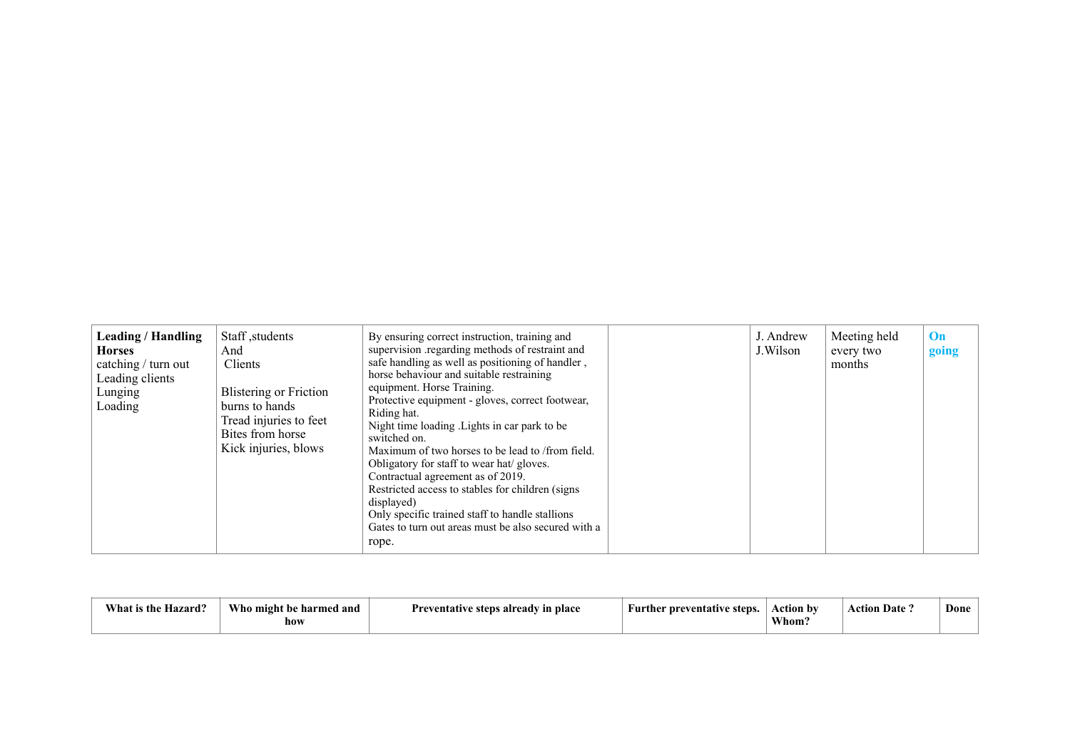| **Leading / Handling Horses** catching / turn out Leading clients Lunging Loading | Staff ,students And Clients<br><br>Blistering or Friction burns to hands Tread injuries to feet Bites from horse Kick injuries, blows | By ensuring correct instruction, training and supervision .regarding methods of restraint and safe handling as well as positioning of handler , horse behaviour and suitable restraining equipment. Horse Training.<br>Protective equipment - gloves, correct footwear, Riding hat.<br>Night time loading .Lights in car park to be switched on.<br>Maximum of two horses to be lead to /from field.<br>Obligatory for staff to wear hat/ gloves. Contractual agreement as of 2019.<br>Restricted access to stables for children (signs displayed)<br>Only specific trained staff to handle stallions<br>Gates to turn out areas must be also secured with a rope. | | J. Andrew J.Wilson | Meeting held every two months | **On going** |

| What is the Hazard? | Who might be harmed and how | Preventative steps already in place | Further preventative steps. | Action by Whom? | Action Date ? | Done |
|---|---|---|---|---|---|---|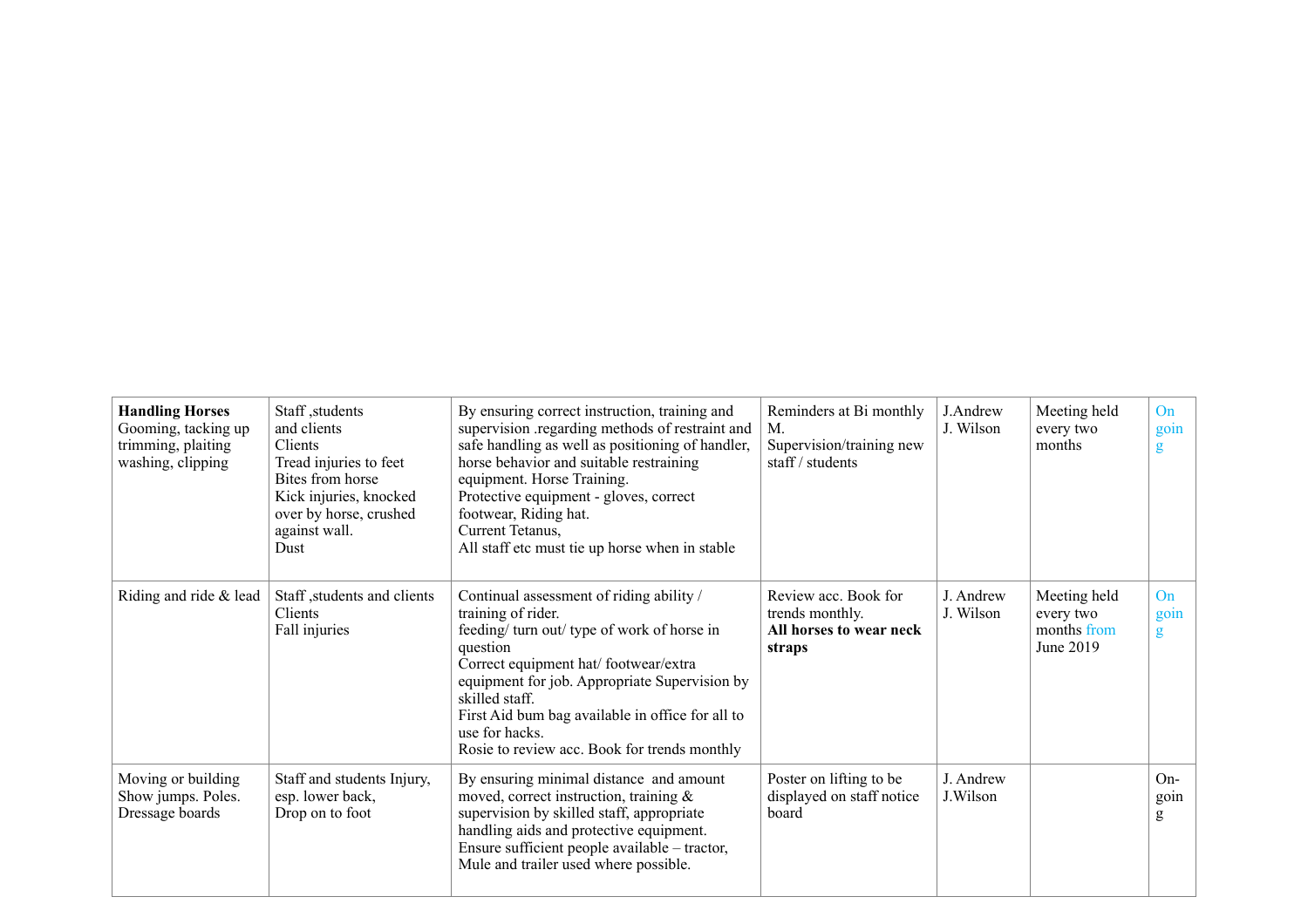| | | | | | | |
|---|---|---|---|---|---|---|
| **Handling Horses** Gooming, tacking up trimming, plaiting washing, clipping | Staff ,students and clients Clients Tread injuries to feet Bites from horse Kick injuries, knocked over by horse, crushed against wall. Dust | By ensuring correct instruction, training and supervision .regarding methods of restraint and safe handling as well as positioning of handler, horse behavior and suitable restraining equipment. Horse Training. Protective equipment - gloves, correct footwear, Riding hat. Current Tetanus, All staff etc must tie up horse when in stable | Reminders at Bi monthly M. Supervision/training new staff / students | J.Andrew J. Wilson | Meeting held every two months | On goin g |
| Riding and ride & lead | Staff ,students and clients Clients Fall injuries | Continual assessment of riding ability / training of rider. feeding/ turn out/ type of work of horse in question Correct equipment hat/ footwear/extra equipment for job. Appropriate Supervision by skilled staff. First Aid bum bag available in office for all to use for hacks. Rosie to review acc. Book for trends monthly | Review acc. Book for trends monthly. **All horses to wear neck straps** | J. Andrew J. Wilson | Meeting held every two months from June 2019 | On goin g |
| Moving or building Show jumps. Poles. Dressage boards | Staff and students Injury, esp. lower back, Drop on to foot | By ensuring minimal distance and amount moved, correct instruction, training & supervision by skilled staff, appropriate handling aids and protective equipment. Ensure sufficient people available – tractor, Mule and trailer used where possible. | Poster on lifting to be displayed on staff notice board | J. Andrew J.Wilson | | On-goin g |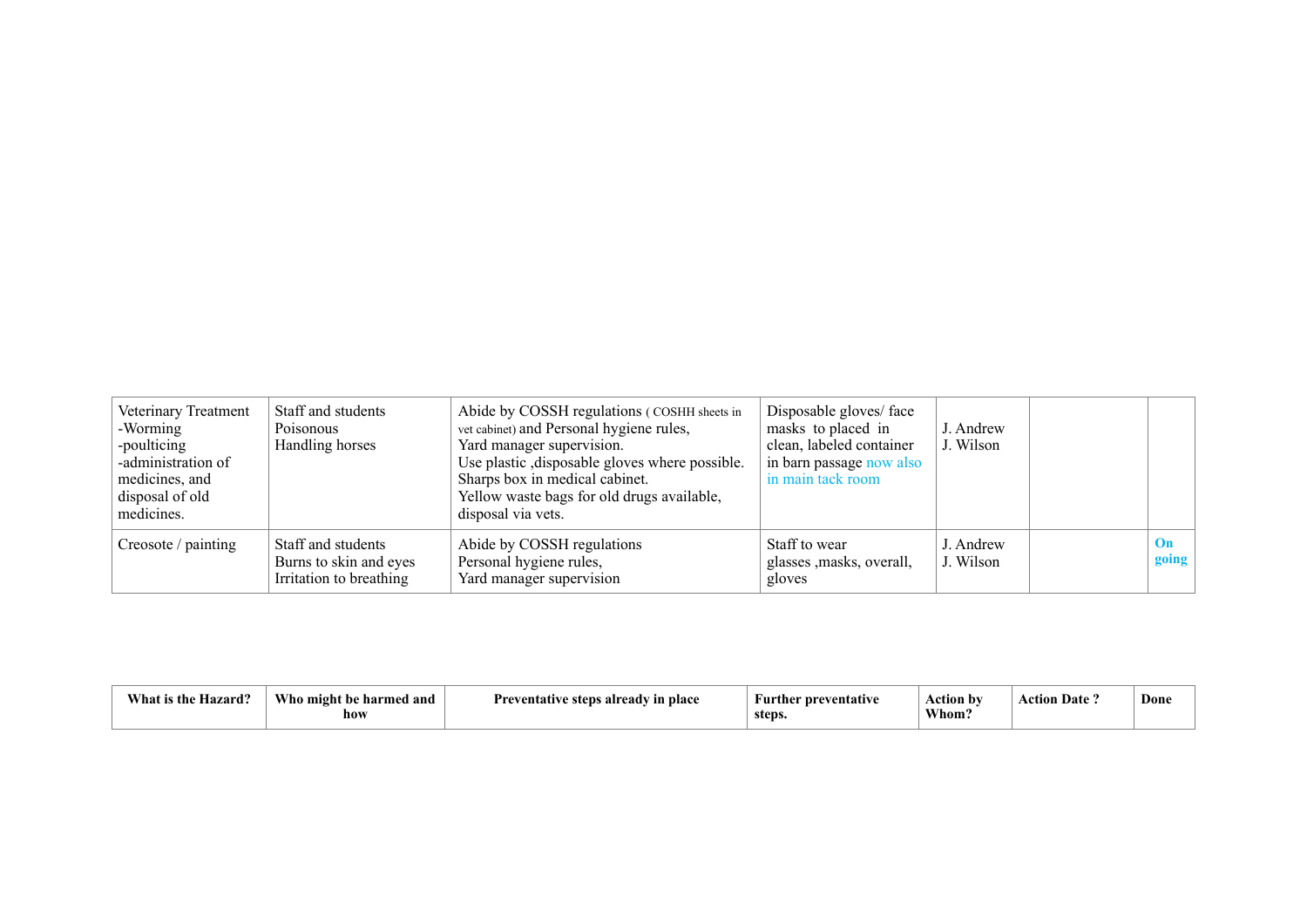| Veterinary Treatment<br>-Worming<br>-poulticing<br>-administration of medicines, and disposal of old medicines. | Staff and students<br>Poisonous<br>Handling horses | Abide by COSSH regulations ( COSHH sheets in vet cabinet) and Personal hygiene rules,<br>Yard manager supervision.<br>Use plastic ,disposable gloves where possible.<br>Sharps box in medical cabinet.<br>Yellow waste bags for old drugs available, disposal via vets. | Disposable gloves/ face masks to placed in clean, labeled container in barn passage now also in main tack room | J. Andrew<br>J. Wilson | | |
|---|---|---|---|---|---|---|
| Creosote / painting | Staff and students<br>Burns to skin and eyes<br>Irritation to breathing | Abide by COSSH regulations<br>Personal hygiene rules,<br>Yard manager supervision | Staff to wear glasses ,masks, overall, gloves | J. Andrew<br>J. Wilson | | **On going** |

| What is the Hazard? | Who might be harmed and how | Preventative steps already in place | Further preventative steps. | Action by Whom? | Action Date ? | Done |
|---|---|---|---|---|---|---|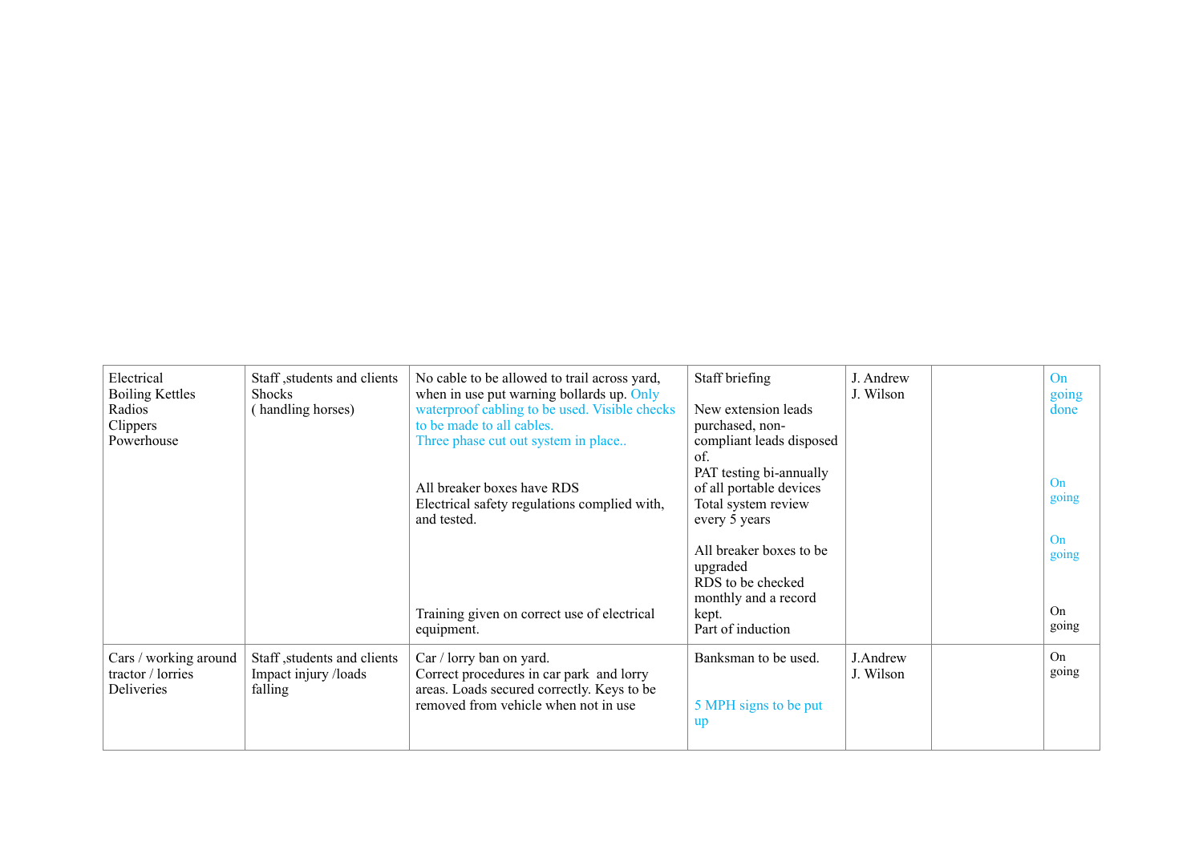| | | | | | | |
|---|---|---|---|---|---|---|
| Electrical<br>Boiling Kettles<br>Radios<br>Clippers<br>Powerhouse | Staff ,students and clients<br>Shocks<br>( handling horses) | No cable to be allowed to trail across yard, when in use put warning bollards up. Only waterproof cabling to be used. Visible checks to be made to all cables.<br>Three phase cut out system in place..<br><br>All breaker boxes have RDS<br>Electrical safety regulations complied with, and tested.<br><br>Training given on correct use of electrical equipment. | Staff briefing<br><br>New extension leads purchased, non-compliant leads disposed of.<br>PAT testing bi-annually of all portable devices<br>Total system review every 5 years<br><br>All breaker boxes to be upgraded<br>RDS to be checked monthly and a record kept.<br>Part of induction | J. Andrew<br>J. Wilson | | On going done<br><br>On going<br><br>On going<br><br>On going |
| Cars / working around tractor / lorries<br>Deliveries | Staff ,students and clients<br>Impact injury /loads falling | Car / lorry ban on yard.<br>Correct procedures in car park and lorry areas. Loads secured correctly. Keys to be removed from vehicle when not in use | Banksman to be used.<br><br>5 MPH signs to be put up | J.Andrew<br>J. Wilson | | On going |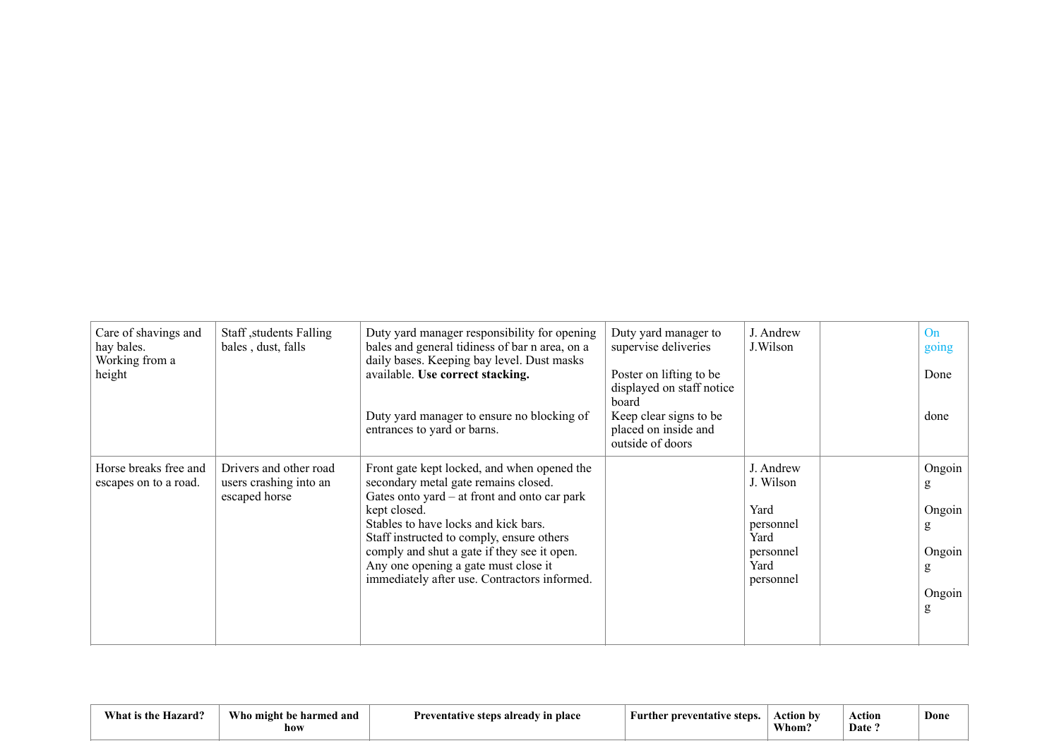| What is the Hazard? | Who might be harmed and how | Preventative steps already in place | Further preventative steps. | Action by Whom? | Action Date ? | Done |
|---|---|---|---|---|---|---|
| Care of shavings and hay bales.<br>Working from a height | Staff ,students Falling bales , dust, falls | Duty yard manager responsibility for opening bales and general tidiness of bar n area, on a daily bases. Keeping bay level. Dust masks available. **Use correct stacking.**<br><br>Duty yard manager to ensure no blocking of entrances to yard or barns. | Duty yard manager to supervise deliveries<br><br>Poster on lifting to be displayed on staff notice board<br>Keep clear signs to be placed on inside and outside of doors | J. Andrew<br>J.Wilson | | On going<br><br>Done<br><br>done |
| Horse breaks free and escapes on to a road. | Drivers and other road users crashing into an escaped horse | Front gate kept locked, and when opened the secondary metal gate remains closed.<br>Gates onto yard – at front and onto car park kept closed.<br>Stables to have locks and kick bars.<br>Staff instructed to comply, ensure others comply and shut a gate if they see it open.<br>Any one opening a gate must close it immediately after use. Contractors informed. | | J. Andrew<br>J. Wilson<br><br>Yard personnel<br>Yard personnel<br>Yard personnel | | Ongoing<br><br>Ongoing<br><br>Ongoing<br><br>Ongoing |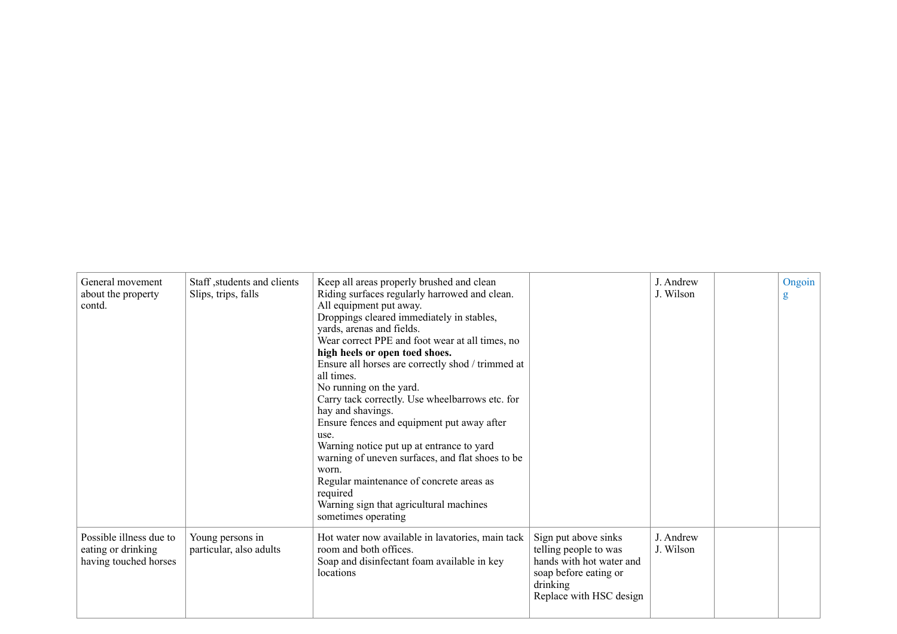| | | | | | | |
|---|---|---|---|---|---|---|
| General movement about the property contd. | Staff ,students and clients Slips, trips, falls | Keep all areas properly brushed and clean<br>Riding surfaces regularly harrowed and clean.<br>All equipment put away.<br>Droppings cleared immediately in stables, yards, arenas and fields.<br>Wear correct PPE and foot wear at all times, no **high heels or open toed shoes.**<br>Ensure all horses are correctly shod / trimmed at all times.<br>No running on the yard.<br>Carry tack correctly. Use wheelbarrows etc. for hay and shavings.<br>Ensure fences and equipment put away after use.<br>Warning notice put up at entrance to yard warning of uneven surfaces, and flat shoes to be worn.<br>Regular maintenance of concrete areas as required<br>Warning sign that agricultural machines sometimes operating | | J. Andrew<br>J. Wilson | | Ongoing |
| Possible illness due to eating or drinking having touched horses | Young persons in particular, also adults | Hot water now available in lavatories, main tack room and both offices.<br>Soap and disinfectant foam available in key locations | Sign put above sinks telling people to was hands with hot water and soap before eating or drinking<br>Replace with HSC design | J. Andrew<br>J. Wilson | | |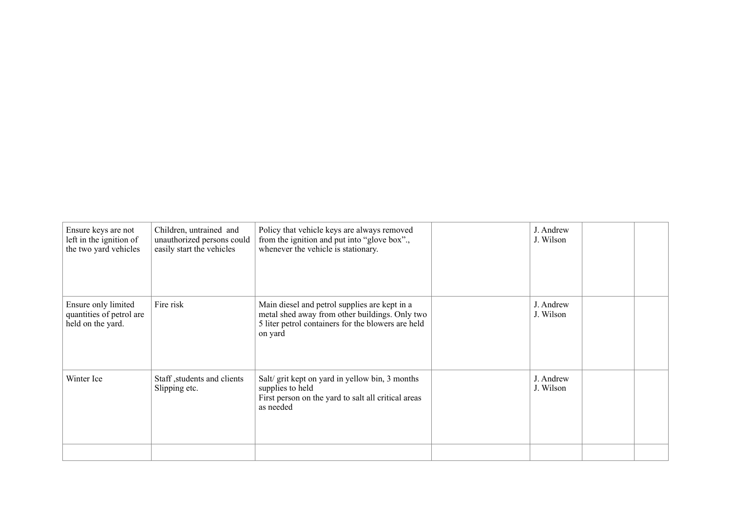| | | | | | | |
|---|---|---|---|---|---|---|
| Ensure keys are not left in the ignition of the two yard vehicles | Children, untrained and unauthorized persons could easily start the vehicles | Policy that vehicle keys are always removed from the ignition and put into "glove box"., whenever the vehicle is stationary. | | J. Andrew J. Wilson | | |
| Ensure only limited quantities of petrol are held on the yard. | Fire risk | Main diesel and petrol supplies are kept in a metal shed away from other buildings. Only two 5 liter petrol containers for the blowers are held on yard | | J. Andrew J. Wilson | | |
| Winter Ice | Staff ,students and clients Slipping etc. | Salt/ grit kept on yard in yellow bin, 3 months supplies to held<br>First person on the yard to salt all critical areas as needed | | J. Andrew J. Wilson | | |
| | | | | | | |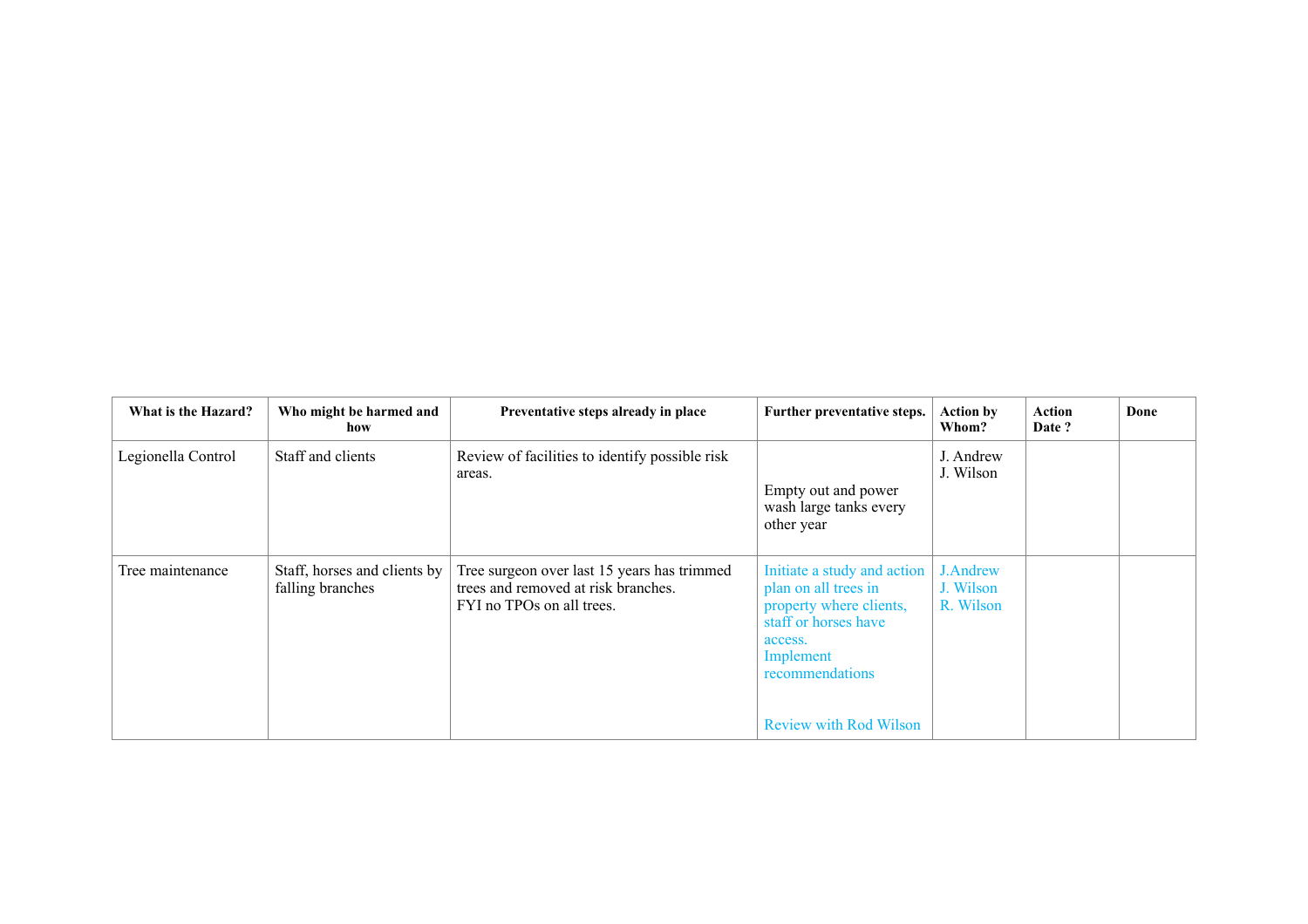| What is the Hazard? | Who might be harmed and how | Preventative steps already in place | Further preventative steps. | Action by Whom? | Action Date ? | Done |
|---|---|---|---|---|---|---|
| Legionella Control | Staff and clients | Review of facilities to identify possible risk areas. | Empty out and power wash large tanks every other year | J. Andrew<br>J. Wilson | | |
| Tree maintenance | Staff, horses and clients by falling branches | Tree surgeon over last 15 years has trimmed trees and removed at risk branches.<br>FYI no TPOs on all trees. | Initiate a study and action plan on all trees in property where clients, staff or horses have access.<br>Implement recommendations<br><br>Review with Rod Wilson | J.Andrew<br>J. Wilson<br>R. Wilson | | |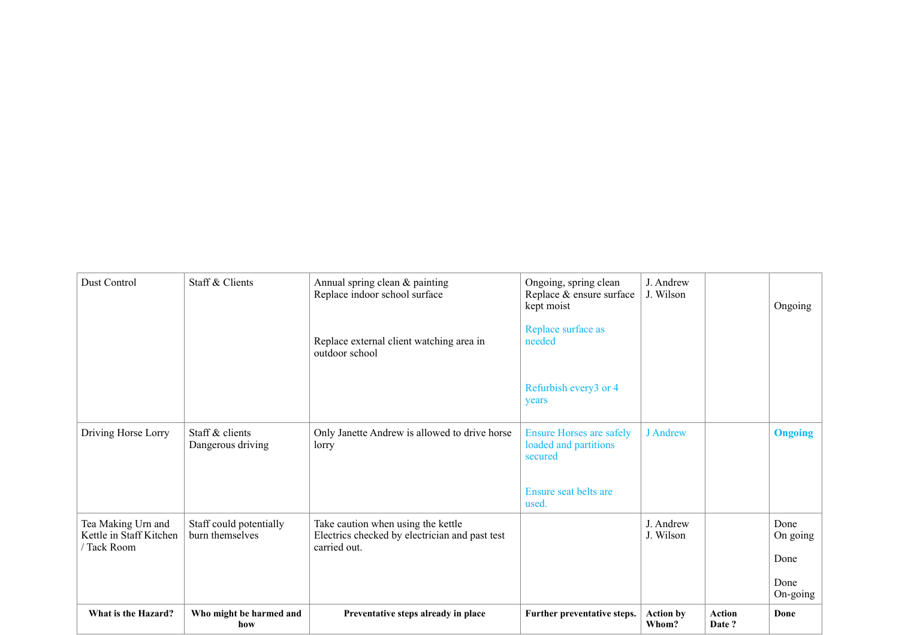| What is the Hazard? | Who might be harmed and how | Preventative steps already in place | Further preventative steps. | Action by Whom? | Action Date ? | Done |
| --- | --- | --- | --- | --- | --- | --- |
| Dust Control | Staff & Clients | Annual spring clean & painting<br>Replace indoor school surface<br><br>Replace external client watching area in outdoor school | Ongoing, spring clean<br>Replace & ensure surface kept moist<br><br>Replace surface as needed<br><br>Refurbish every3 or 4 years | J. Andrew<br>J. Wilson | | Ongoing |
| Driving Horse Lorry | Staff & clients<br>Dangerous driving | Only Janette Andrew is allowed to drive horse lorry | Ensure Horses are safely loaded and partitions secured<br><br>Ensure seat belts are used. | J Andrew | | **Ongoing** |
| Tea Making Urn and Kettle in Staff Kitchen / Tack Room | Staff could potentially burn themselves | Take caution when using the kettle<br>Electrics checked by electrician and past test carried out. | | J. Andrew<br>J. Wilson | | Done<br>On going<br><br>Done<br><br>Done<br>On-going |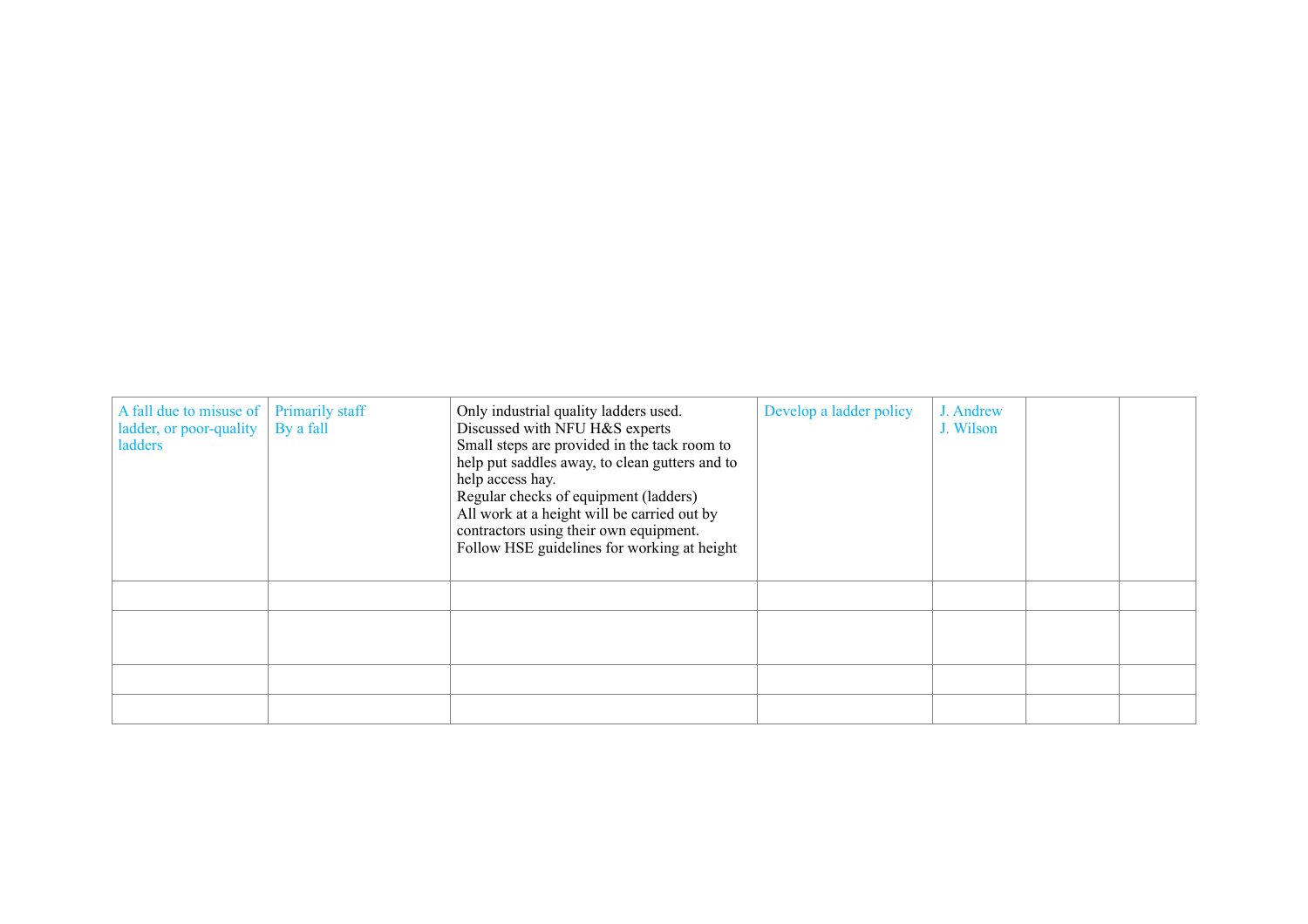| | | | | | | |
|---|---|---|---|---|---|---|
| A fall due to misuse of ladder, or poor-quality ladders | Primarily staff<br>By a fall | Only industrial quality ladders used.<br>Discussed with NFU H&S experts<br>Small steps are provided in the tack room to help put saddles away, to clean gutters and to help access hay.<br>Regular checks of equipment (ladders)<br>All work at a height will be carried out by contractors using their own equipment.<br>Follow HSE guidelines for working at height | Develop a ladder policy | J. Andrew<br>J. Wilson | | |
| | | | | | | |
| | | | | | | |
| | | | | | | |
| | | | | | | |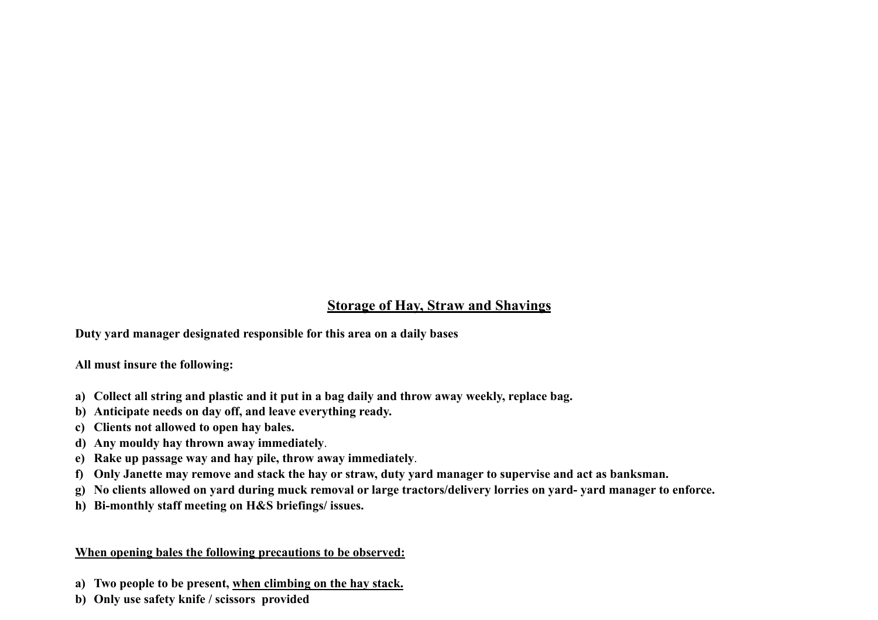## Storage of Hay, Straw and Shavings

**Duty yard manager designated responsible for this area on a daily bases**

**All must insure the following:**

a) **Collect all string and plastic and it put in a bag daily and throw away weekly, replace bag.**
b) **Anticipate needs on day off, and leave everything ready.**
c) **Clients not allowed to open hay bales.**
d) **Any mouldy hay thrown away immediately**.
e) **Rake up passage way and hay pile, throw away immediately**.
f) **Only Janette may remove and stack the hay or straw, duty yard manager to supervise and act as banksman.**
g) **No clients allowed on yard during muck removal or large tractors/delivery lorries on yard- yard manager to enforce.**
h) **Bi-monthly staff meeting on H&S briefings/ issues.**

**<u>When opening bales the following precautions to be observed:</u>**

a) **Two people to be present, <u>when climbing on the hay stack.</u>**
b) **Only use safety knife / scissors provided**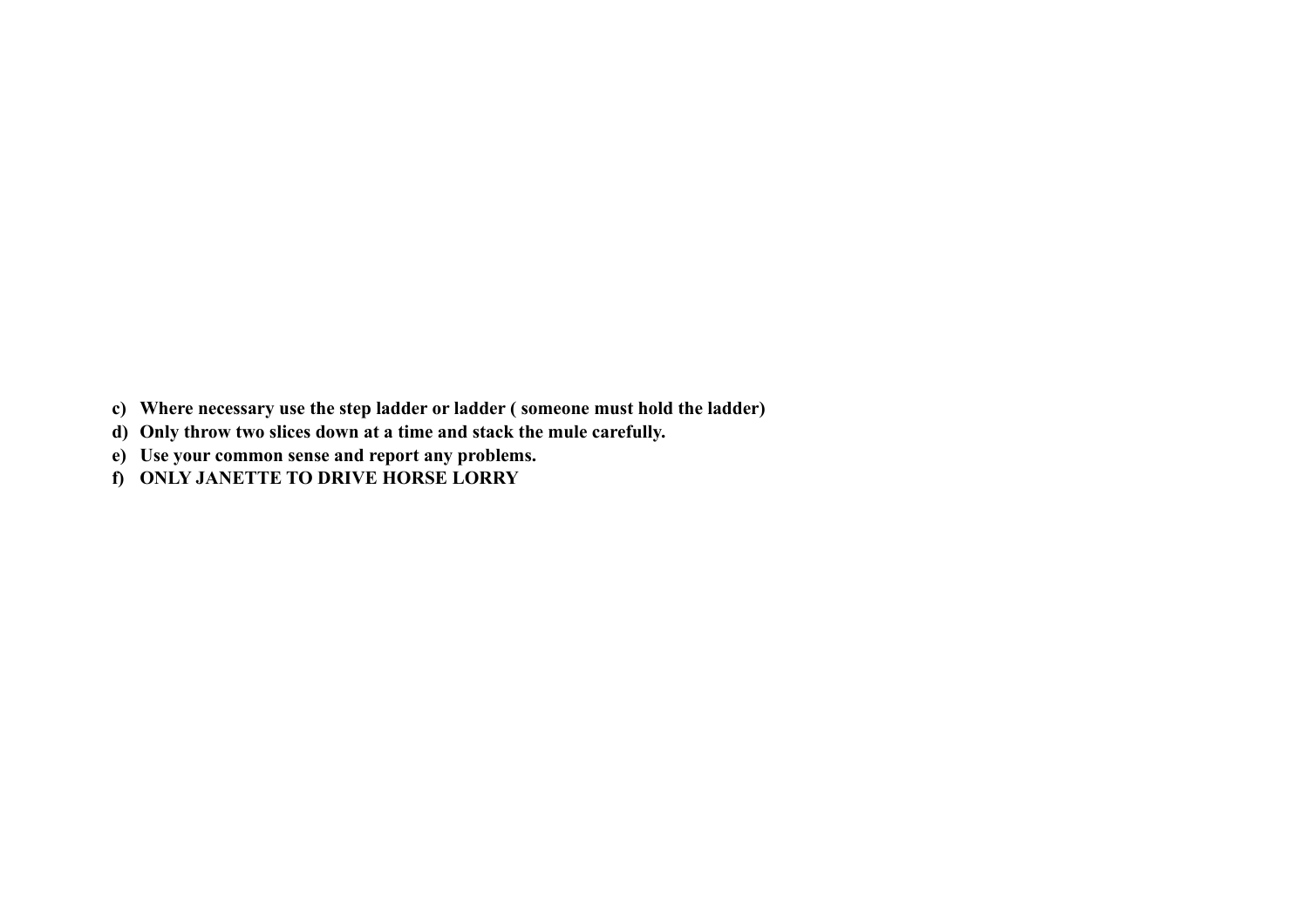c) **Where necessary use the step ladder or ladder ( someone must hold the ladder)**
d) **Only throw two slices down at a time and stack the mule carefully.**
e) **Use your common sense and report any problems.**
f) **ONLY JANETTE TO DRIVE HORSE LORRY**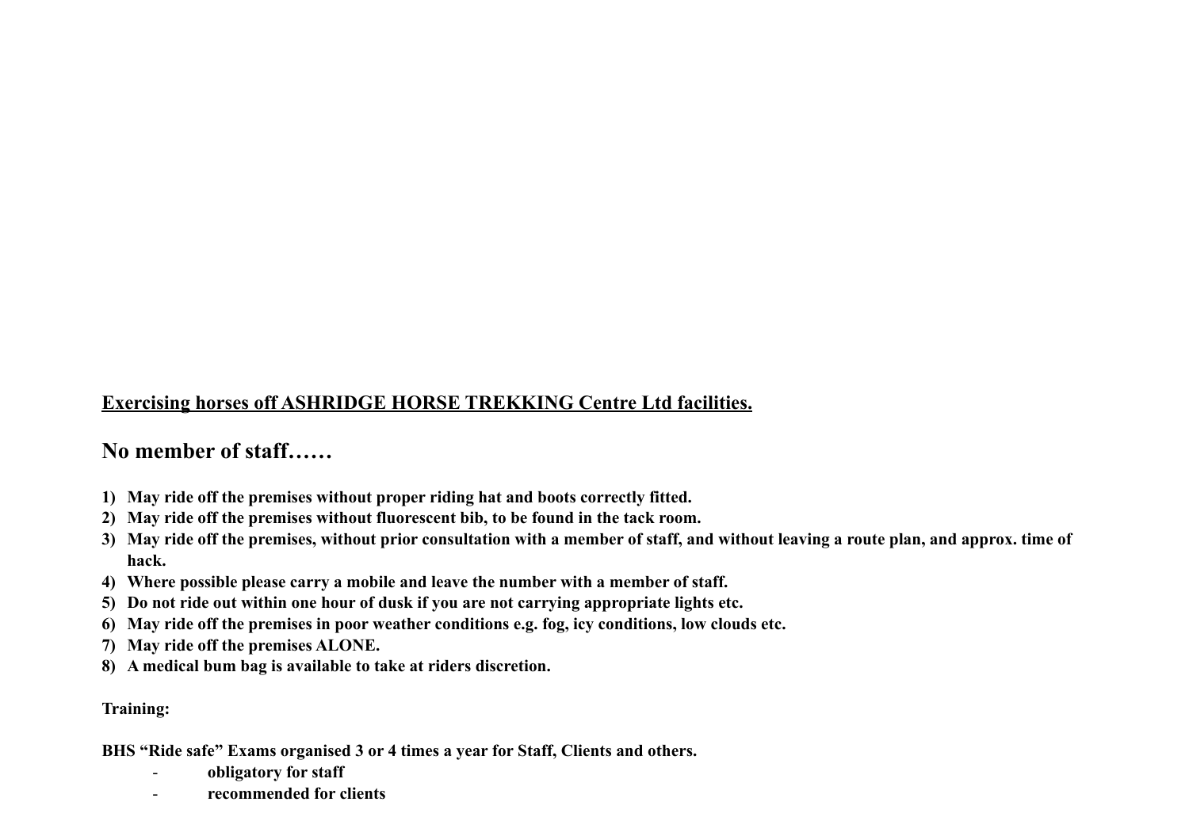**<u>Exercising horses off ASHRIDGE HORSE TREKKING Centre Ltd facilities.</u>**

## No member of staff……

1) **May ride off the premises without proper riding hat and boots correctly fitted.**
2) **May ride off the premises without fluorescent bib, to be found in the tack room.**
3) **May ride off the premises, without prior consultation with a member of staff, and without leaving a route plan, and approx. time of hack.**
4) **Where possible please carry a mobile and leave the number with a member of staff.**
5) **Do not ride out within one hour of dusk if you are not carrying appropriate lights etc.**
6) **May ride off the premises in poor weather conditions e.g. fog, icy conditions, low clouds etc.**
7) **May ride off the premises ALONE.**
8) **A medical bum bag is available to take at riders discretion.**

**Training:**

**BHS "Ride safe" Exams organised 3 or 4 times a year for Staff, Clients and others.**

- **obligatory for staff**
- **recommended for clients**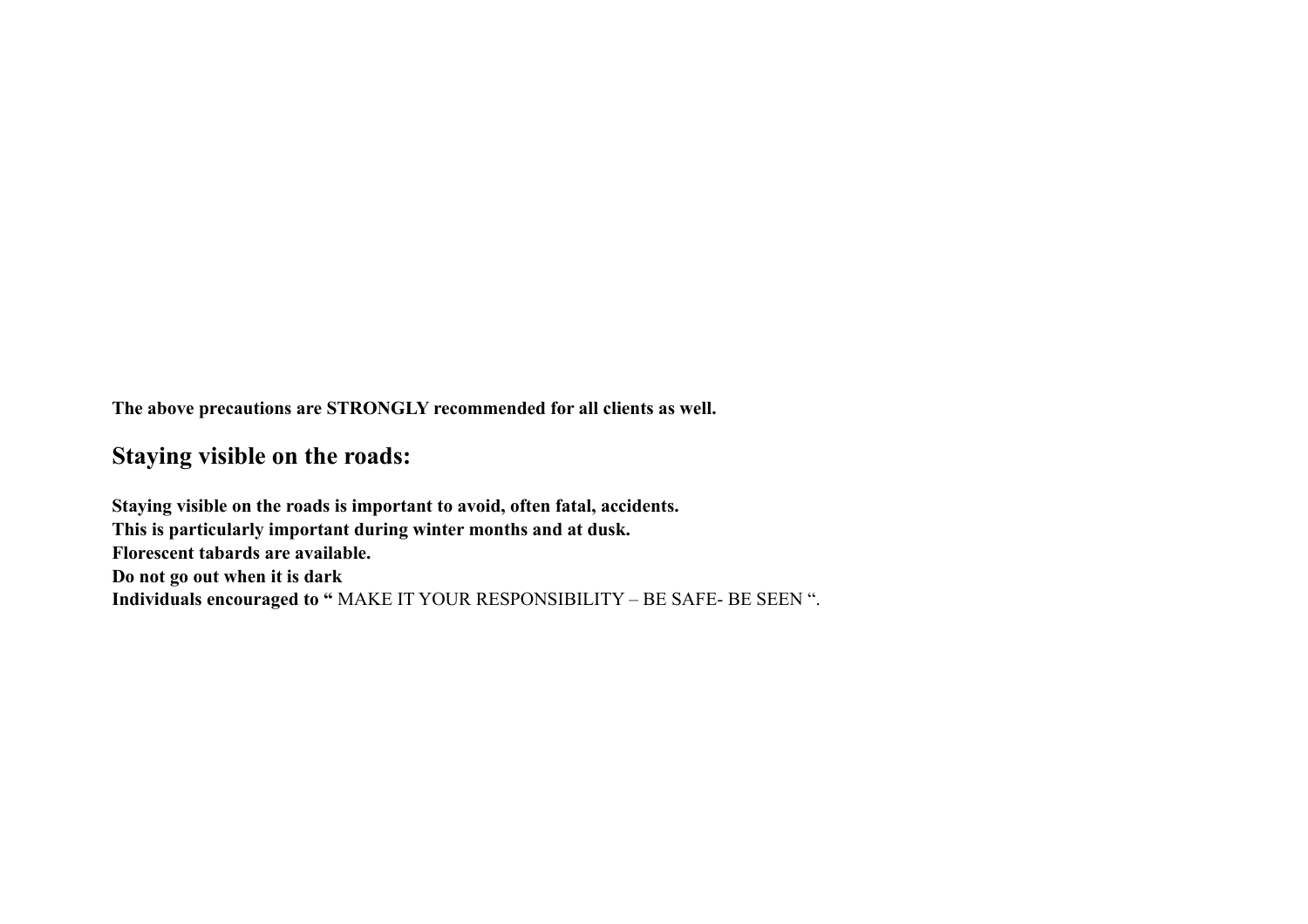**The above precautions are STRONGLY recommended for all clients as well.**

## Staying visible on the roads:

**Staying visible on the roads is important to avoid, often fatal, accidents.**
**This is particularly important during winter months and at dusk.**
**Florescent tabards are available.**
**Do not go out when it is dark**
**Individuals encouraged to "** MAKE IT YOUR RESPONSIBILITY – BE SAFE- BE SEEN ".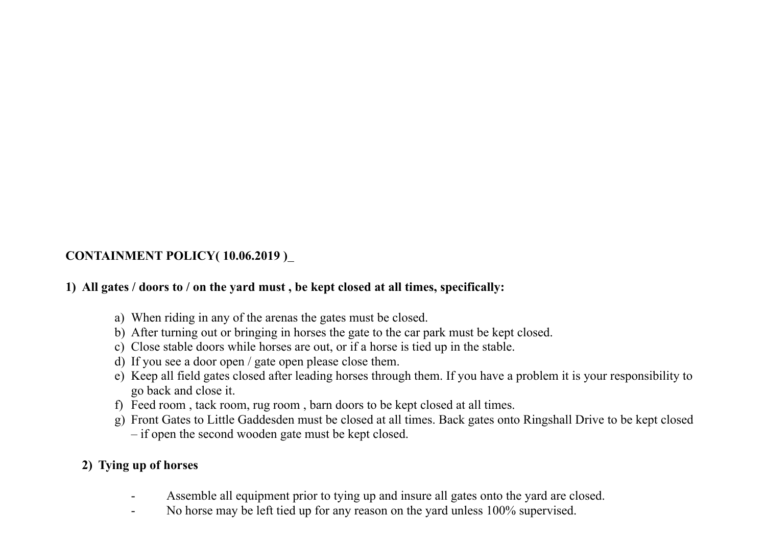**CONTAINMENT POLICY( 10.06.2019 )_**

1) **All gates / doors to / on the yard must , be kept closed at all times, specifically:**

   a) When riding in any of the arenas the gates must be closed.
   b) After turning out or bringing in horses the gate to the car park must be kept closed.
   c) Close stable doors while horses are out, or if a horse is tied up in the stable.
   d) If you see a door open / gate open please close them.
   e) Keep all field gates closed after leading horses through them. If you have a problem it is your responsibility to go back and close it.
   f) Feed room , tack room, rug room , barn doors to be kept closed at all times.
   g) Front Gates to Little Gaddesden must be closed at all times. Back gates onto Ringshall Drive to be kept closed – if open the second wooden gate must be kept closed.

2) **Tying up of horses**

   - Assemble all equipment prior to tying up and insure all gates onto the yard are closed.
   - No horse may be left tied up for any reason on the yard unless 100% supervised.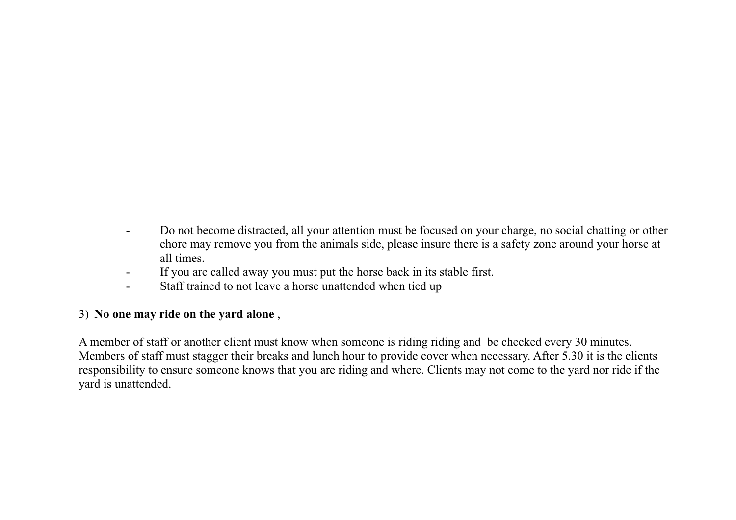- Do not become distracted, all your attention must be focused on your charge, no social chatting or other chore may remove you from the animals side, please insure there is a safety zone around your horse at all times.
- If you are called away you must put the horse back in its stable first.
- Staff trained to not leave a horse unattended when tied up

3) **No one may ride on the yard alone** ,

A member of staff or another client must know when someone is riding riding and be checked every 30 minutes. Members of staff must stagger their breaks and lunch hour to provide cover when necessary. After 5.30 it is the clients responsibility to ensure someone knows that you are riding and where. Clients may not come to the yard nor ride if the yard is unattended.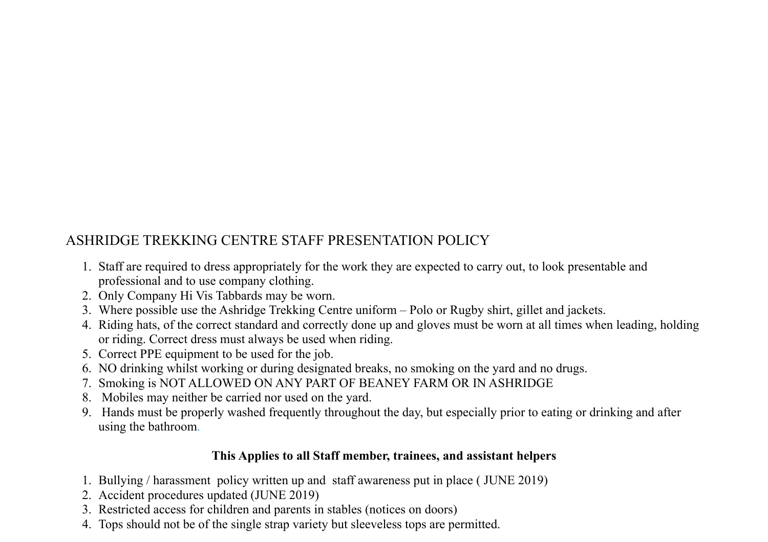# ASHRIDGE TREKKING CENTRE STAFF PRESENTATION POLICY

1. Staff are required to dress appropriately for the work they are expected to carry out, to look presentable and professional and to use company clothing.
2. Only Company Hi Vis Tabbards may be worn.
3. Where possible use the Ashridge Trekking Centre uniform – Polo or Rugby shirt, gillet and jackets.
4. Riding hats, of the correct standard and correctly done up and gloves must be worn at all times when leading, holding or riding. Correct dress must always be used when riding.
5. Correct PPE equipment to be used for the job.
6. NO drinking whilst working or during designated breaks, no smoking on the yard and no drugs.
7. Smoking is NOT ALLOWED ON ANY PART OF BEANEY FARM OR IN ASHRIDGE
8. Mobiles may neither be carried nor used on the yard.
9. Hands must be properly washed frequently throughout the day, but especially prior to eating or drinking and after using the bathroom.

**This Applies to all Staff member, trainees, and assistant helpers**

1. Bullying / harassment policy written up and staff awareness put in place ( JUNE 2019)
2. Accident procedures updated (JUNE 2019)
3. Restricted access for children and parents in stables (notices on doors)
4. Tops should not be of the single strap variety but sleeveless tops are permitted.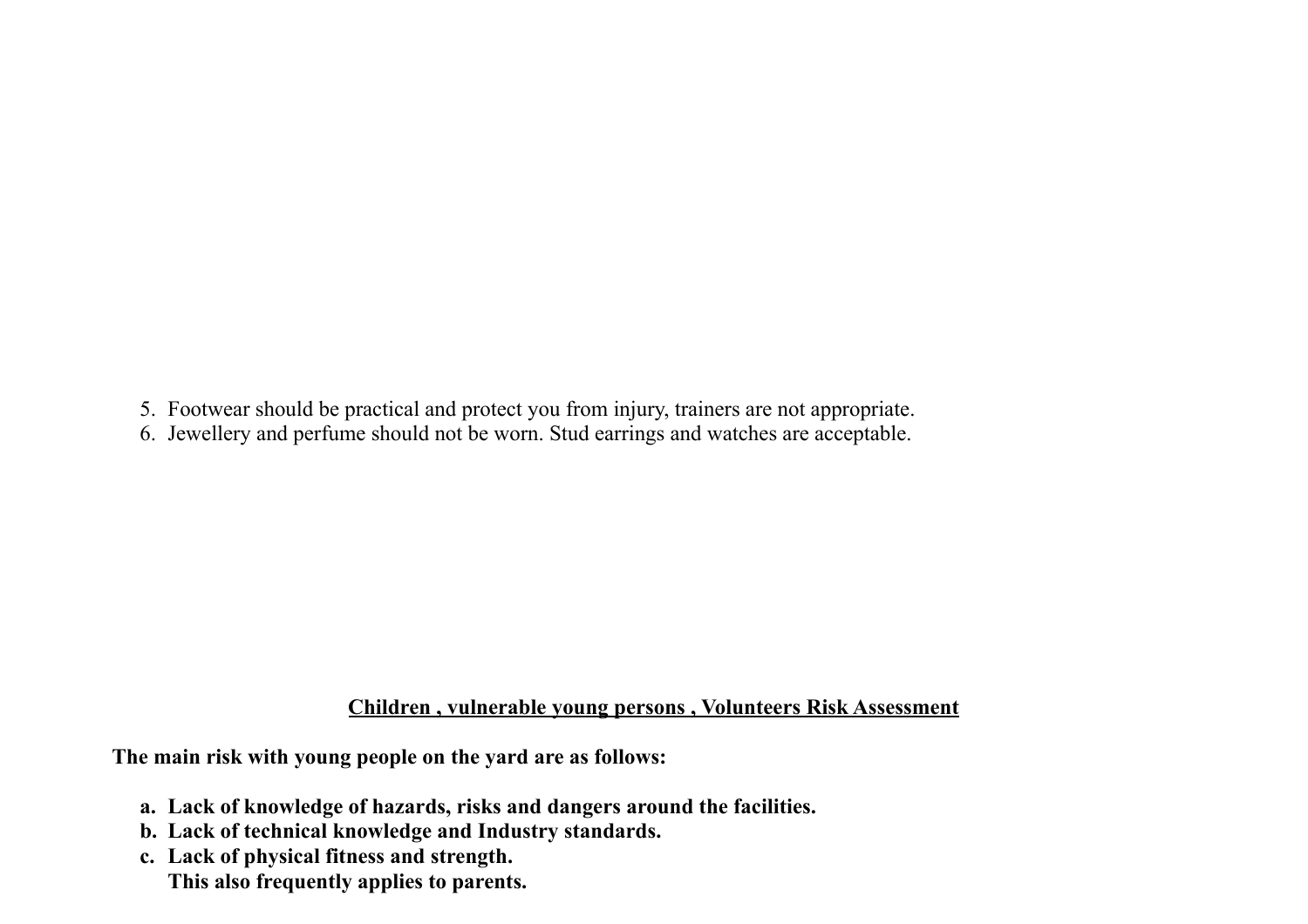5. Footwear should be practical and protect you from injury, trainers are not appropriate.
6. Jewellery and perfume should not be worn. Stud earrings and watches are acceptable.

**<u>Children , vulnerable young persons , Volunteers Risk Assessment</u>**

**The main risk with young people on the yard are as follows:**

a. **Lack of knowledge of hazards, risks and dangers around the facilities.**
b. **Lack of technical knowledge and Industry standards.**
c. **Lack of physical fitness and strength.**
   **This also frequently applies to parents.**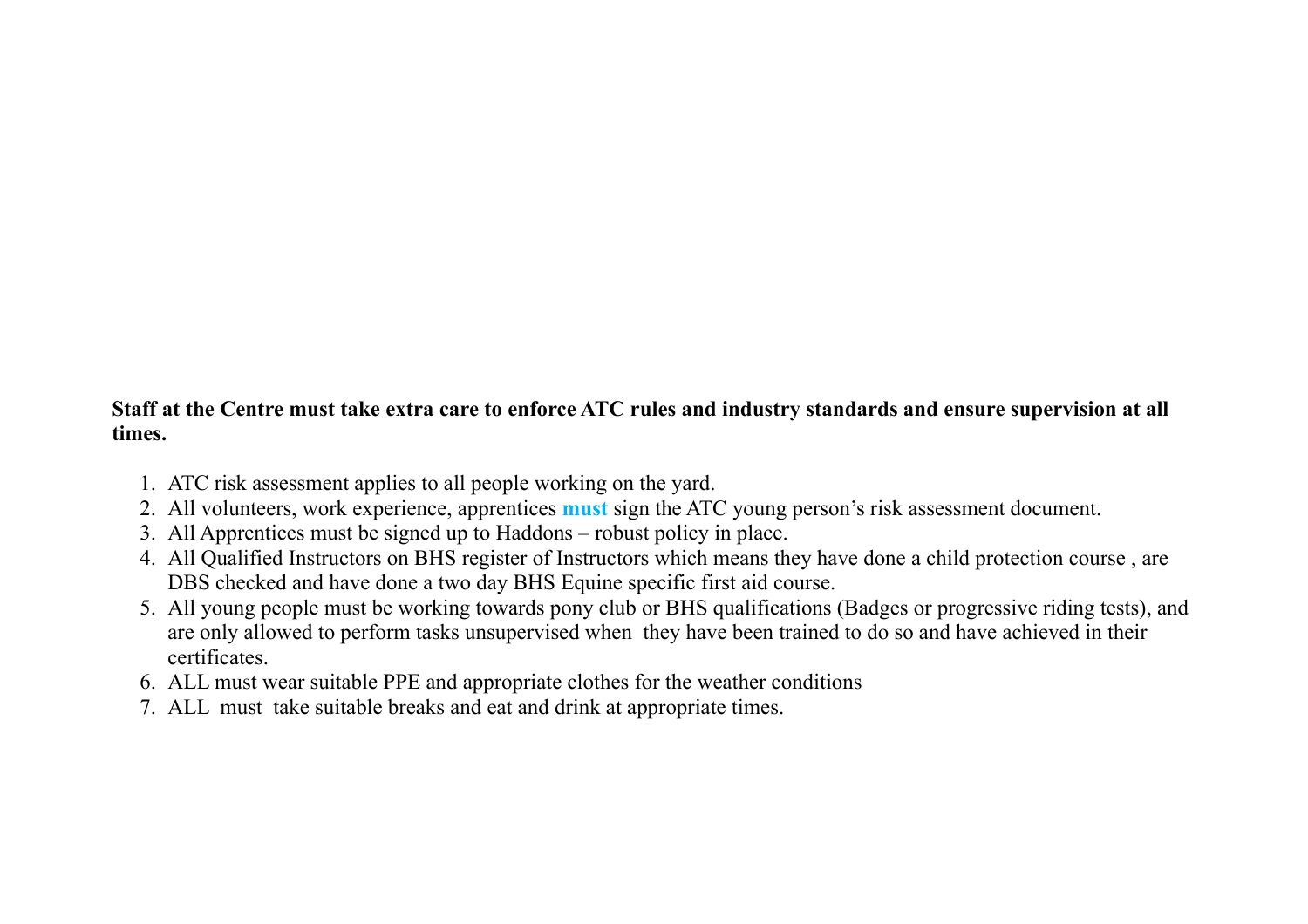**Staff at the Centre must take extra care to enforce ATC rules and industry standards and ensure supervision at all times.**

1. ATC risk assessment applies to all people working on the yard.
2. All volunteers, work experience, apprentices **must** sign the ATC young person's risk assessment document.
3. All Apprentices must be signed up to Haddons – robust policy in place.
4. All Qualified Instructors on BHS register of Instructors which means they have done a child protection course , are DBS checked and have done a two day BHS Equine specific first aid course.
5. All young people must be working towards pony club or BHS qualifications (Badges or progressive riding tests), and are only allowed to perform tasks unsupervised when they have been trained to do so and have achieved in their certificates.
6. ALL must wear suitable PPE and appropriate clothes for the weather conditions
7. ALL must take suitable breaks and eat and drink at appropriate times.